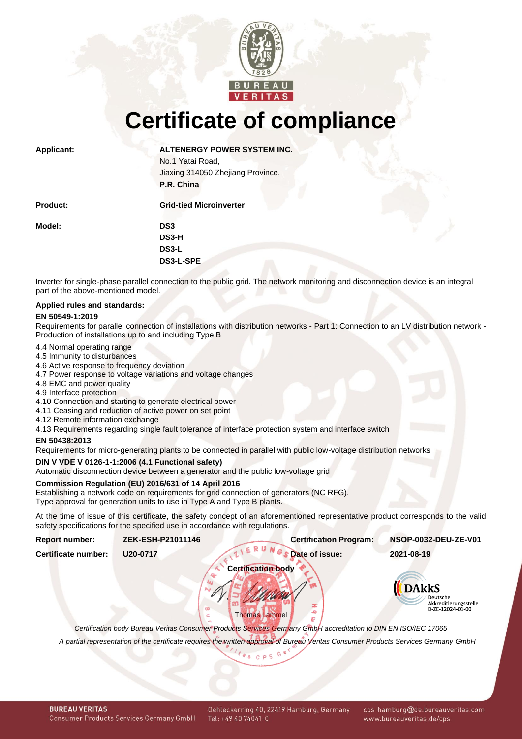# Certificate of compliance

**Applicant:** **ALTENERGY POWER SYSTEM INC.**
No.1 Yatai Road,
Jiaxing 314050 Zhejiang Province,
**P.R. China**

**Product:** **Grid-tied Microinverter**

**Model:** **DS3**
**DS3-H**
**DS3-L**
**DS3-L-SPE**

Inverter for single-phase parallel connection to the public grid. The network monitoring and disconnection device is an integral part of the above-mentioned model.

**Applied rules and standards:**

**EN 50549-1:2019**

Requirements for parallel connection of installations with distribution networks - Part 1: Connection to an LV distribution network - Production of installations up to and including Type B

4.4 Normal operating range
4.5 Immunity to disturbances
4.6 Active response to frequency deviation
4.7 Power response to voltage variations and voltage changes
4.8 EMC and power quality
4.9 Interface protection
4.10 Connection and starting to generate electrical power
4.11 Ceasing and reduction of active power on set point
4.12 Remote information exchange
4.13 Requirements regarding single fault tolerance of interface protection system and interface switch

**EN 50438:2013**

Requirements for micro-generating plants to be connected in parallel with public low-voltage distribution networks

**DIN V VDE V 0126-1-1:2006 (4.1 Functional safety)**

Automatic disconnection device between a generator and the public low-voltage grid

**Commission Regulation (EU) 2016/631 of 14 April 2016**

Establishing a network code on requirements for grid connection of generators (NC RFG).
Type approval for generation units to use in Type A and Type B plants.

At the time of issue of this certificate, the safety concept of an aforementioned representative product corresponds to the valid safety specifications for the specified use in accordance with regulations.

| | | | |
|---|---|---|---|
| **Report number:** | **ZEK-ESH-P21011146** | **Certification Program:** | **NSOP-0032-DEU-ZE-V01** |
| **Certificate number:** | **U20-0717** | **Date of issue:** | **2021-08-19** |

**Certification body**

Thomas Lammel

DAkkS Deutsche Akkreditierungsstelle D-ZE-12024-01-00

*Certification body Bureau Veritas Consumer Products Services Germany GmbH accreditation to DIN EN ISO/IEC 17065*

*A partial representation of the certificate requires the written approval of Bureau Veritas Consumer Products Services Germany GmbH*

**BUREAU VERITAS**
Consumer Products Services Germany GmbH
Oehleckerring 40, 22419 Hamburg, Germany
Tel: +49 40 74041-0
cps-hamburg@de.bureauveritas.com
www.bureauveritas.de/cps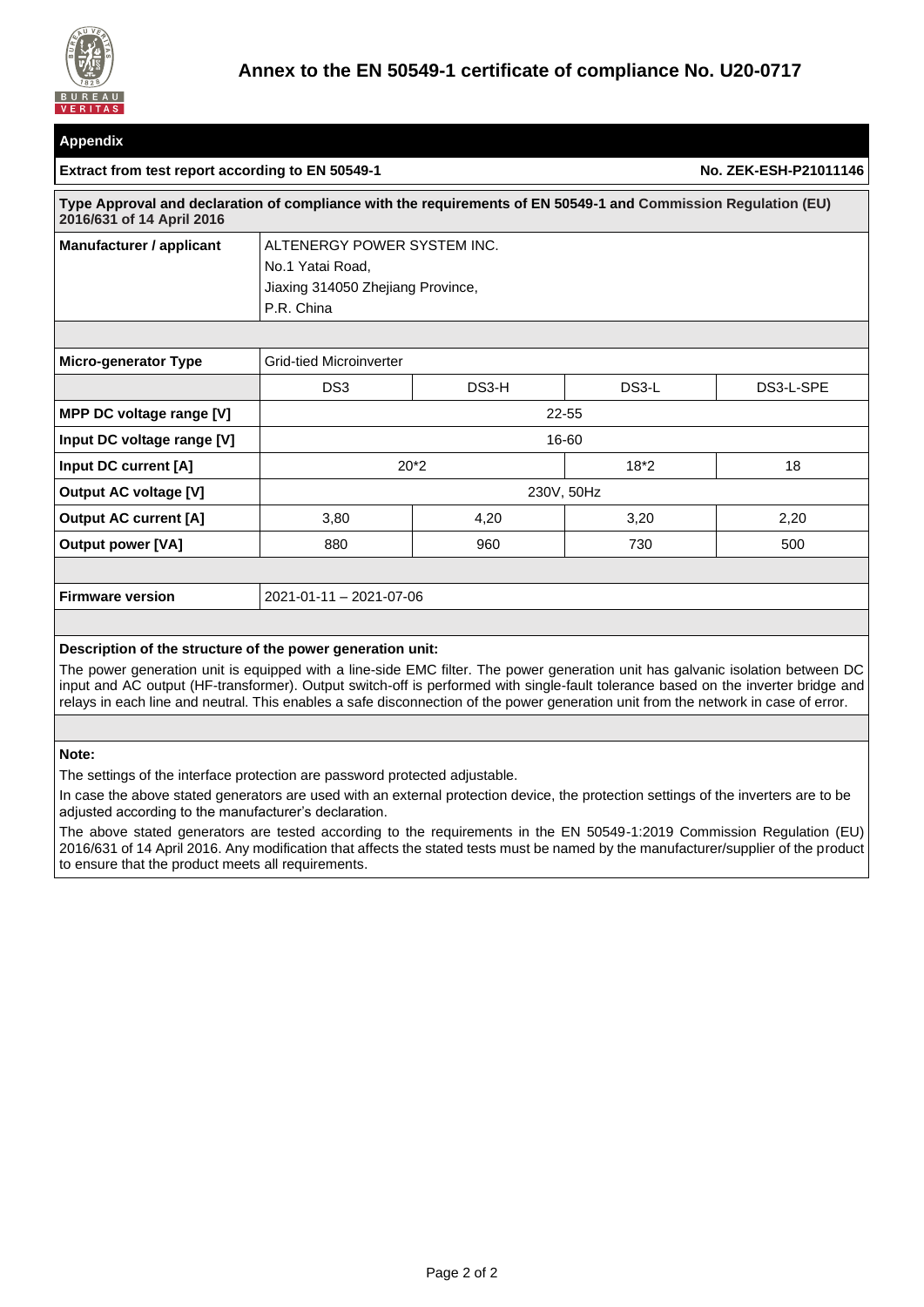# Annex to the EN 50549-1 certificate of compliance No. U20-0717

## Appendix

**Extract from test report according to EN 50549-1** — **No. ZEK-ESH-P21011146**

**Type Approval and declaration of compliance with the requirements of EN 50549-1 and Commission Regulation (EU) 2016/631 of 14 April 2016**

| | | | | |
|---|---|---|---|---|
| **Manufacturer / applicant** | ALTENERGY POWER SYSTEM INC.<br>No.1 Yatai Road,<br>Jiaxing 314050 Zhejiang Province,<br>P.R. China | | | |
| | | | | |
| **Micro-generator Type** | Grid-tied Microinverter | | | |
| | DS3 | DS3-H | DS3-L | DS3-L-SPE |
| **MPP DC voltage range [V]** | 22-55 | | | |
| **Input DC voltage range [V]** | 16-60 | | | |
| **Input DC current [A]** | 20*2 | | 18*2 | 18 |
| **Output AC voltage [V]** | 230V, 50Hz | | | |
| **Output AC current [A]** | 3,80 | 4,20 | 3,20 | 2,20 |
| **Output power [VA]** | 880 | 960 | 730 | 500 |
| | | | | |
| **Firmware version** | 2021-01-11 – 2021-07-06 | | | |

**Description of the structure of the power generation unit:**

The power generation unit is equipped with a line-side EMC filter. The power generation unit has galvanic isolation between DC input and AC output (HF-transformer). Output switch-off is performed with single-fault tolerance based on the inverter bridge and relays in each line and neutral. This enables a safe disconnection of the power generation unit from the network in case of error.

**Note:**

The settings of the interface protection are password protected adjustable.

In case the above stated generators are used with an external protection device, the protection settings of the inverters are to be adjusted according to the manufacturer's declaration.

The above stated generators are tested according to the requirements in the EN 50549-1:2019 Commission Regulation (EU) 2016/631 of 14 April 2016. Any modification that affects the stated tests must be named by the manufacturer/supplier of the product to ensure that the product meets all requirements.